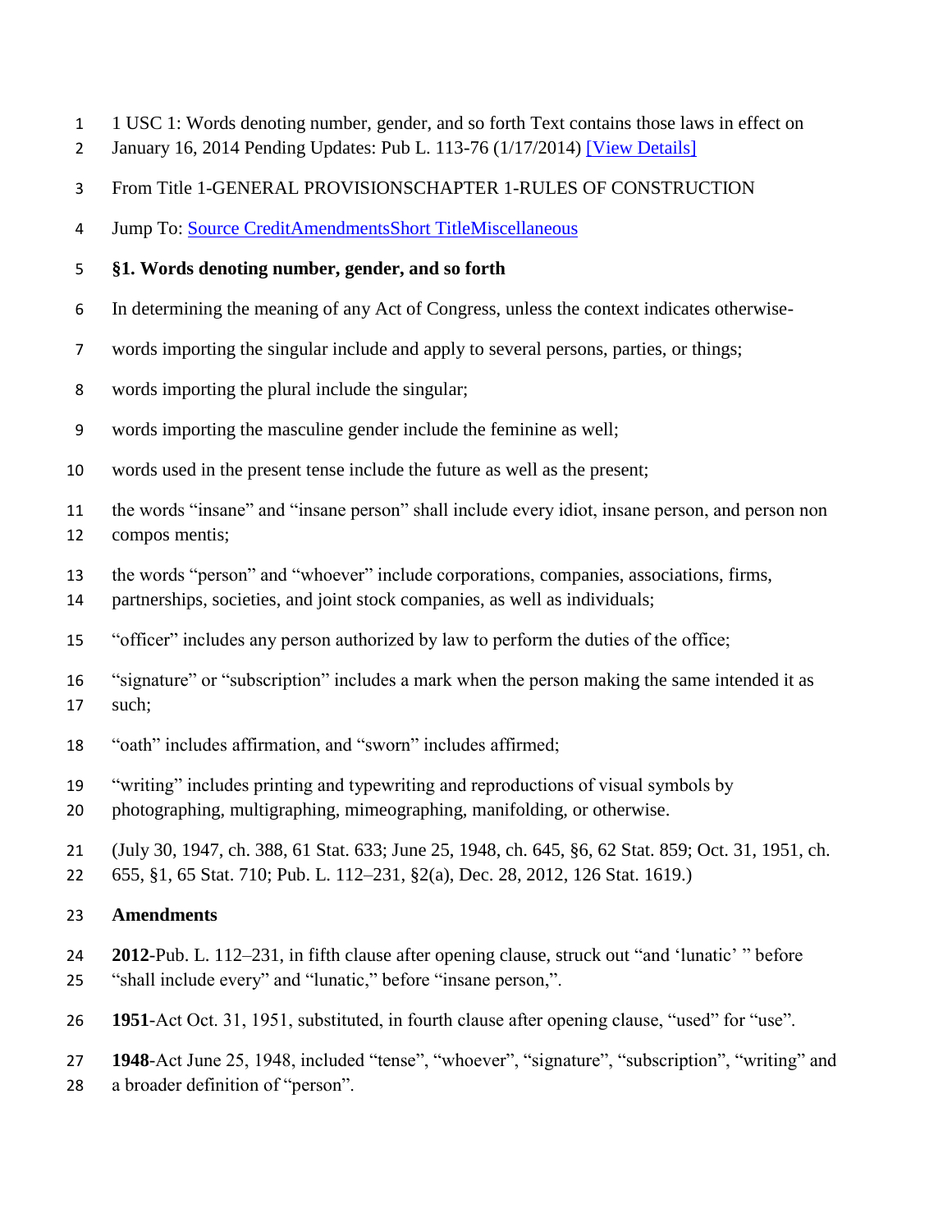1 USC 1: Words denoting number, gender, and so forth Text contains those laws in effect on January 16, 2014 Pending Updates: Pub L. 113-76 (1/17/2014) [View Details]

From Title 1-GENERAL PROVISIONSCHAPTER 1-RULES OF CONSTRUCTION

Jump To: Source CreditAmendmentsShort TitleMiscellaneous

**§1. Words denoting number, gender, and so forth**

In determining the meaning of any Act of Congress, unless the context indicates otherwise-

words importing the singular include and apply to several persons, parties, or things;

words importing the plural include the singular;

words importing the masculine gender include the feminine as well;

words used in the present tense include the future as well as the present;

the words "insane" and "insane person" shall include every idiot, insane person, and person non compos mentis;

the words "person" and "whoever" include corporations, companies, associations, firms, partnerships, societies, and joint stock companies, as well as individuals;

"officer" includes any person authorized by law to perform the duties of the office;

"signature" or "subscription" includes a mark when the person making the same intended it as such;

"oath" includes affirmation, and "sworn" includes affirmed;

"writing" includes printing and typewriting and reproductions of visual symbols by photographing, multigraphing, mimeographing, manifolding, or otherwise.

(July 30, 1947, ch. 388, 61 Stat. 633; June 25, 1948, ch. 645, §6, 62 Stat. 859; Oct. 31, 1951, ch. 655, §1, 65 Stat. 710; Pub. L. 112–231, §2(a), Dec. 28, 2012, 126 Stat. 1619.)

**Amendments**

**2012**-Pub. L. 112–231, in fifth clause after opening clause, struck out "and 'lunatic' " before "shall include every" and "lunatic," before "insane person,".

**1951**-Act Oct. 31, 1951, substituted, in fourth clause after opening clause, "used" for "use".

**1948**-Act June 25, 1948, included "tense", "whoever", "signature", "subscription", "writing" and a broader definition of "person".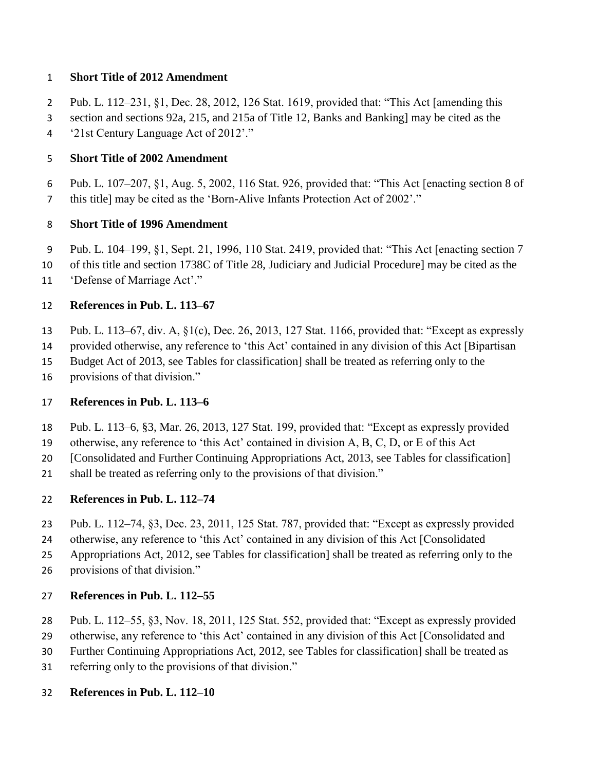**Short Title of 2012 Amendment**

Pub. L. 112–231, §1, Dec. 28, 2012, 126 Stat. 1619, provided that: "This Act [amending this section and sections 92a, 215, and 215a of Title 12, Banks and Banking] may be cited as the '21st Century Language Act of 2012'."

**Short Title of 2002 Amendment**

Pub. L. 107–207, §1, Aug. 5, 2002, 116 Stat. 926, provided that: "This Act [enacting section 8 of this title] may be cited as the 'Born-Alive Infants Protection Act of 2002'."

**Short Title of 1996 Amendment**

Pub. L. 104–199, §1, Sept. 21, 1996, 110 Stat. 2419, provided that: "This Act [enacting section 7 of this title and section 1738C of Title 28, Judiciary and Judicial Procedure] may be cited as the 'Defense of Marriage Act'."

**References in Pub. L. 113–67**

Pub. L. 113–67, div. A, §1(c), Dec. 26, 2013, 127 Stat. 1166, provided that: "Except as expressly provided otherwise, any reference to 'this Act' contained in any division of this Act [Bipartisan Budget Act of 2013, see Tables for classification] shall be treated as referring only to the provisions of that division."

**References in Pub. L. 113–6**

Pub. L. 113–6, §3, Mar. 26, 2013, 127 Stat. 199, provided that: "Except as expressly provided otherwise, any reference to 'this Act' contained in division A, B, C, D, or E of this Act [Consolidated and Further Continuing Appropriations Act, 2013, see Tables for classification] shall be treated as referring only to the provisions of that division."

**References in Pub. L. 112–74**

Pub. L. 112–74, §3, Dec. 23, 2011, 125 Stat. 787, provided that: "Except as expressly provided otherwise, any reference to 'this Act' contained in any division of this Act [Consolidated Appropriations Act, 2012, see Tables for classification] shall be treated as referring only to the provisions of that division."

**References in Pub. L. 112–55**

Pub. L. 112–55, §3, Nov. 18, 2011, 125 Stat. 552, provided that: "Except as expressly provided otherwise, any reference to 'this Act' contained in any division of this Act [Consolidated and Further Continuing Appropriations Act, 2012, see Tables for classification] shall be treated as referring only to the provisions of that division."

**References in Pub. L. 112–10**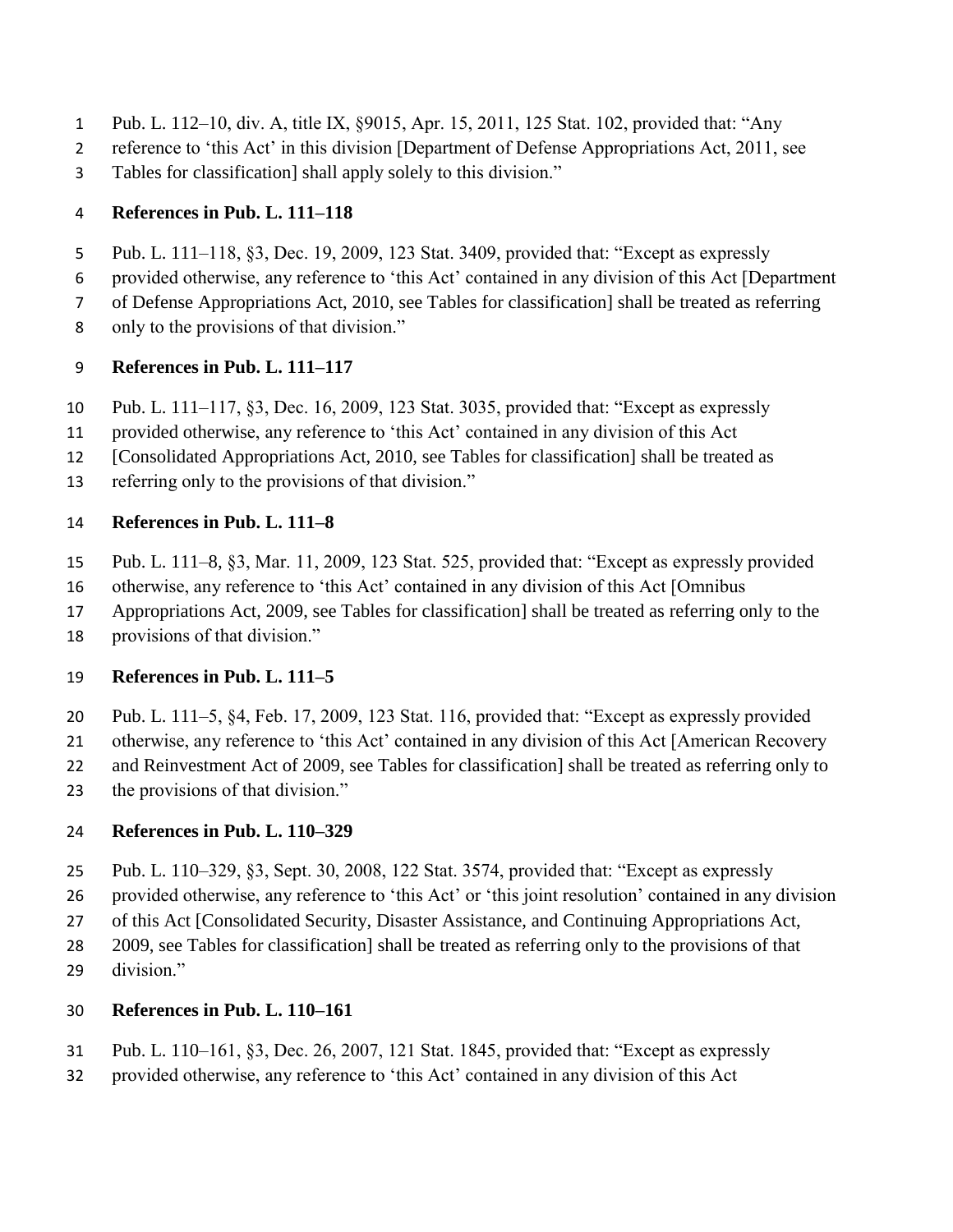Pub. L. 112–10, div. A, title IX, §9015, Apr. 15, 2011, 125 Stat. 102, provided that: "Any reference to 'this Act' in this division [Department of Defense Appropriations Act, 2011, see Tables for classification] shall apply solely to this division."

**References in Pub. L. 111–118**

Pub. L. 111–118, §3, Dec. 19, 2009, 123 Stat. 3409, provided that: "Except as expressly provided otherwise, any reference to 'this Act' contained in any division of this Act [Department of Defense Appropriations Act, 2010, see Tables for classification] shall be treated as referring only to the provisions of that division."

**References in Pub. L. 111–117**

Pub. L. 111–117, §3, Dec. 16, 2009, 123 Stat. 3035, provided that: "Except as expressly provided otherwise, any reference to 'this Act' contained in any division of this Act [Consolidated Appropriations Act, 2010, see Tables for classification] shall be treated as referring only to the provisions of that division."

**References in Pub. L. 111–8**

Pub. L. 111–8, §3, Mar. 11, 2009, 123 Stat. 525, provided that: "Except as expressly provided otherwise, any reference to 'this Act' contained in any division of this Act [Omnibus Appropriations Act, 2009, see Tables for classification] shall be treated as referring only to the provisions of that division."

**References in Pub. L. 111–5**

Pub. L. 111–5, §4, Feb. 17, 2009, 123 Stat. 116, provided that: "Except as expressly provided otherwise, any reference to 'this Act' contained in any division of this Act [American Recovery and Reinvestment Act of 2009, see Tables for classification] shall be treated as referring only to the provisions of that division."

**References in Pub. L. 110–329**

Pub. L. 110–329, §3, Sept. 30, 2008, 122 Stat. 3574, provided that: "Except as expressly provided otherwise, any reference to 'this Act' or 'this joint resolution' contained in any division of this Act [Consolidated Security, Disaster Assistance, and Continuing Appropriations Act, 2009, see Tables for classification] shall be treated as referring only to the provisions of that division."

**References in Pub. L. 110–161**

Pub. L. 110–161, §3, Dec. 26, 2007, 121 Stat. 1845, provided that: "Except as expressly provided otherwise, any reference to 'this Act' contained in any division of this Act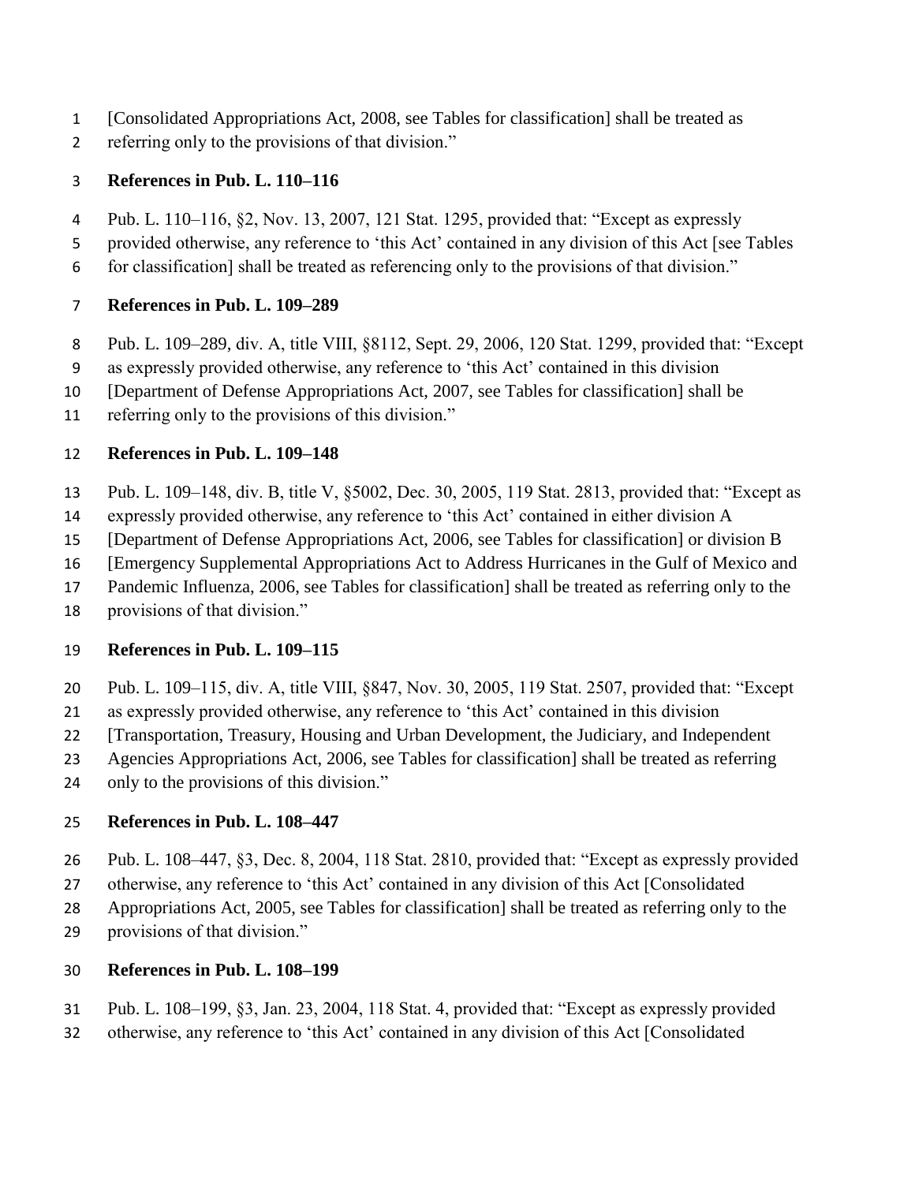[Consolidated Appropriations Act, 2008, see Tables for classification] shall be treated as referring only to the provisions of that division."

**References in Pub. L. 110–116**

Pub. L. 110–116, §2, Nov. 13, 2007, 121 Stat. 1295, provided that: "Except as expressly provided otherwise, any reference to 'this Act' contained in any division of this Act [see Tables for classification] shall be treated as referencing only to the provisions of that division."

**References in Pub. L. 109–289**

Pub. L. 109–289, div. A, title VIII, §8112, Sept. 29, 2006, 120 Stat. 1299, provided that: "Except as expressly provided otherwise, any reference to 'this Act' contained in this division [Department of Defense Appropriations Act, 2007, see Tables for classification] shall be referring only to the provisions of this division."

**References in Pub. L. 109–148**

Pub. L. 109–148, div. B, title V, §5002, Dec. 30, 2005, 119 Stat. 2813, provided that: "Except as expressly provided otherwise, any reference to 'this Act' contained in either division A [Department of Defense Appropriations Act, 2006, see Tables for classification] or division B [Emergency Supplemental Appropriations Act to Address Hurricanes in the Gulf of Mexico and Pandemic Influenza, 2006, see Tables for classification] shall be treated as referring only to the provisions of that division."

**References in Pub. L. 109–115**

Pub. L. 109–115, div. A, title VIII, §847, Nov. 30, 2005, 119 Stat. 2507, provided that: "Except as expressly provided otherwise, any reference to 'this Act' contained in this division [Transportation, Treasury, Housing and Urban Development, the Judiciary, and Independent Agencies Appropriations Act, 2006, see Tables for classification] shall be treated as referring only to the provisions of this division."

**References in Pub. L. 108–447**

Pub. L. 108–447, §3, Dec. 8, 2004, 118 Stat. 2810, provided that: "Except as expressly provided otherwise, any reference to 'this Act' contained in any division of this Act [Consolidated Appropriations Act, 2005, see Tables for classification] shall be treated as referring only to the provisions of that division."

**References in Pub. L. 108–199**

Pub. L. 108–199, §3, Jan. 23, 2004, 118 Stat. 4, provided that: "Except as expressly provided otherwise, any reference to 'this Act' contained in any division of this Act [Consolidated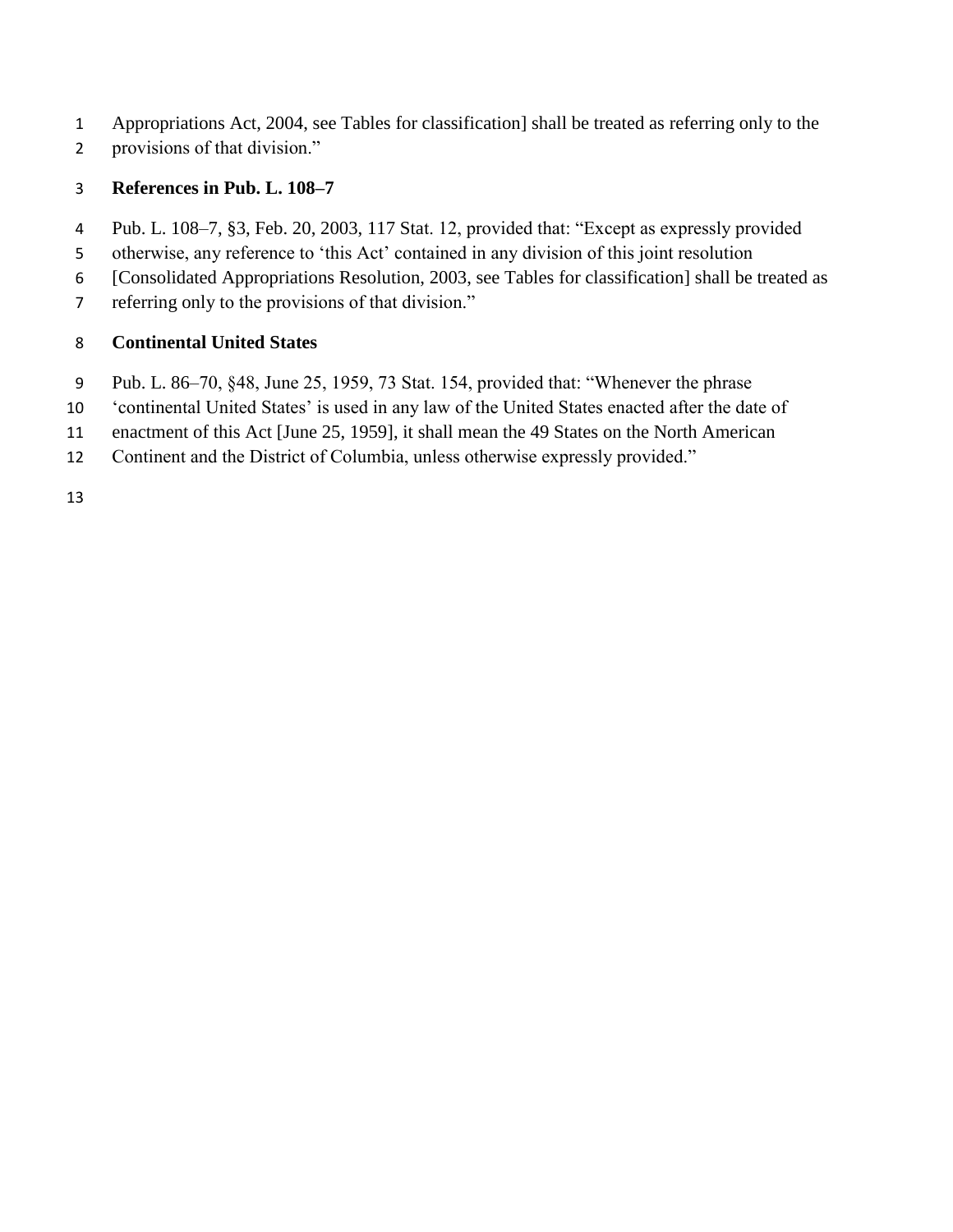Appropriations Act, 2004, see Tables for classification] shall be treated as referring only to the provisions of that division."

### References in Pub. L. 108–7

Pub. L. 108–7, §3, Feb. 20, 2003, 117 Stat. 12, provided that: "Except as expressly provided otherwise, any reference to 'this Act' contained in any division of this joint resolution [Consolidated Appropriations Resolution, 2003, see Tables for classification] shall be treated as referring only to the provisions of that division."

### Continental United States

Pub. L. 86–70, §48, June 25, 1959, 73 Stat. 154, provided that: "Whenever the phrase 'continental United States' is used in any law of the United States enacted after the date of enactment of this Act [June 25, 1959], it shall mean the 49 States on the North American Continent and the District of Columbia, unless otherwise expressly provided."